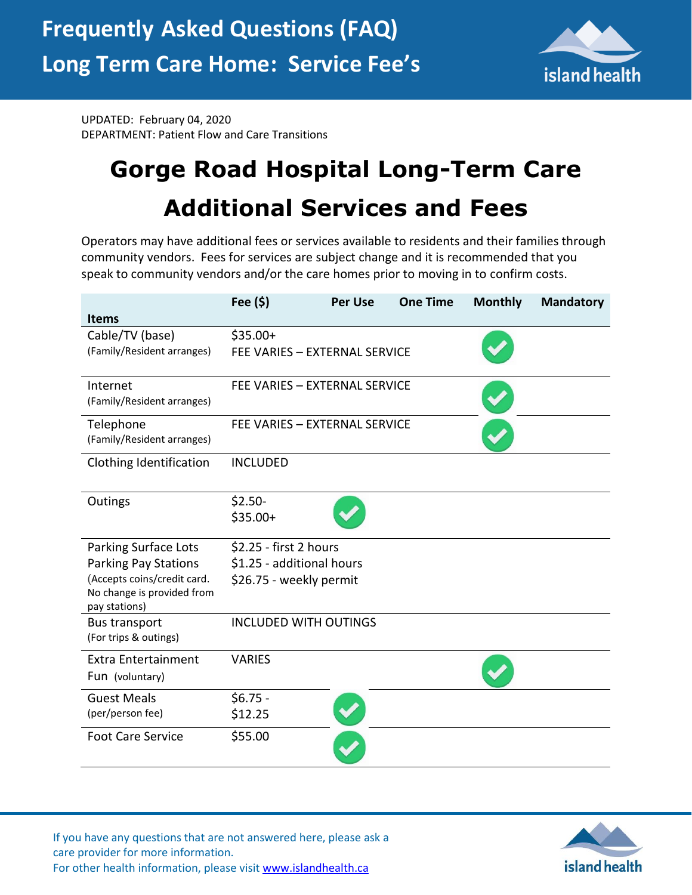# Frequently Asked Questions (FAQ)
## Long Term Care Home: Service Fee's

UPDATED: February 04, 2020
DEPARTMENT: Patient Flow and Care Transitions

# Gorge Road Hospital Long-Term Care Additional Services and Fees

Operators may have additional fees or services available to residents and their families through community vendors. Fees for services are subject change and it is recommended that you speak to community vendors and/or the care homes prior to moving in to confirm costs.

| Items | Fee ($) | Per Use | One Time | Monthly | Mandatory |
|---|---|---|---|---|---|
| Cable/TV (base) (Family/Resident arranges) | $35.00+ FEE VARIES – EXTERNAL SERVICE | | | ✓ | |
| Internet (Family/Resident arranges) | FEE VARIES – EXTERNAL SERVICE | | | ✓ | |
| Telephone (Family/Resident arranges) | FEE VARIES – EXTERNAL SERVICE | | | ✓ | |
| Clothing Identification | INCLUDED | | | | |
| Outings | $2.50- $35.00+ | ✓ | | | |
| Parking Surface Lots Parking Pay Stations (Accepts coins/credit card. No change is provided from pay stations) | $2.25 - first 2 hours $1.25 - additional hours $26.75 - weekly permit | | | | |
| Bus transport (For trips & outings) | INCLUDED WITH OUTINGS | | | | |
| Extra Entertainment Fun (voluntary) | VARIES | | | ✓ | |
| Guest Meals (per/person fee) | $6.75 - $12.25 | ✓ | | | |
| Foot Care Service | $55.00 | ✓ | | | |

If you have any questions that are not answered here, please ask a care provider for more information.
For other health information, please visit www.islandhealth.ca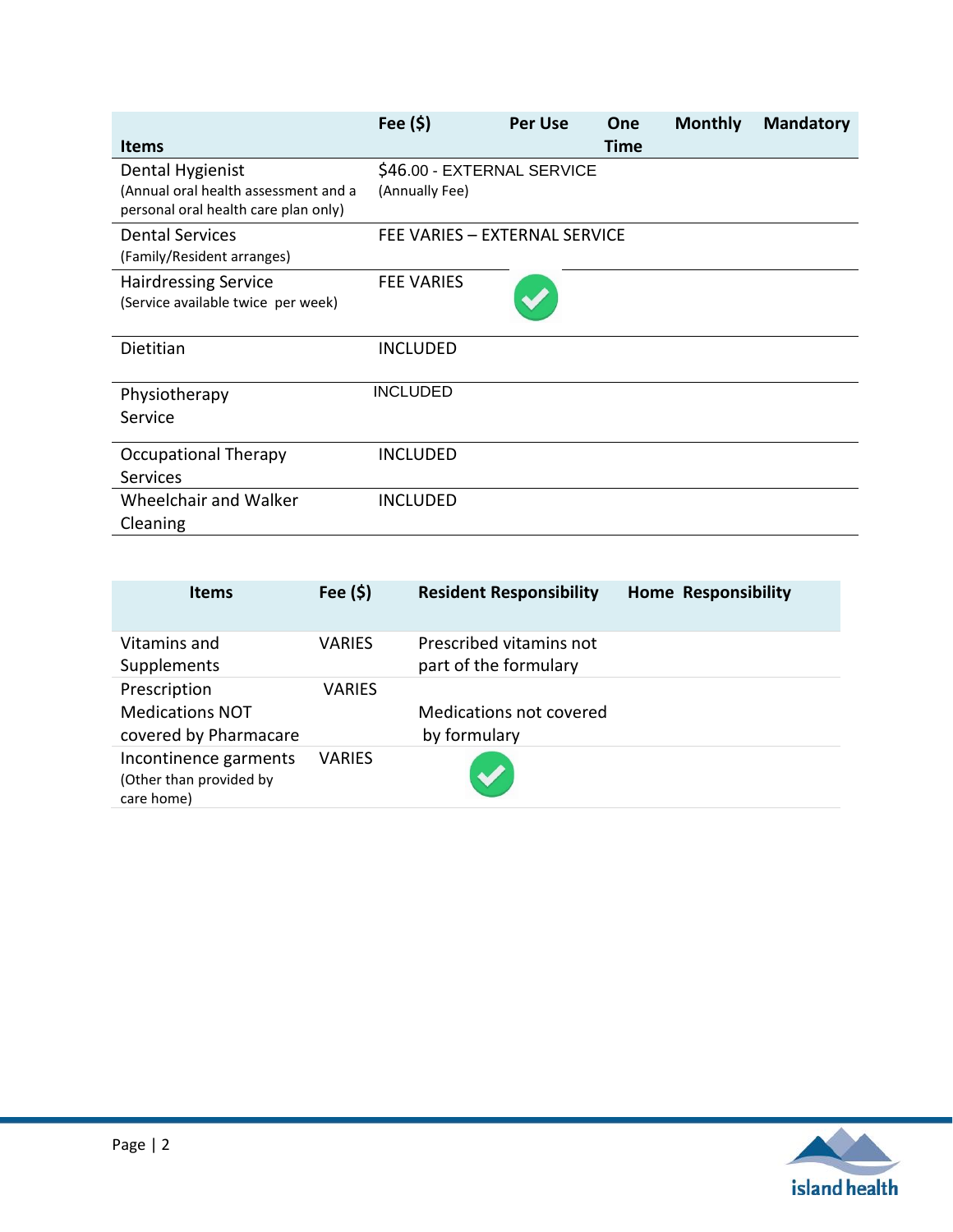| Items | Fee ($) | Per Use | One Time | Monthly | Mandatory |
|---|---|---|---|---|---|
| Dental Hygienist<br>(Annual oral health assessment and a personal oral health care plan only) | $46.00 - EXTERNAL SERVICE<br>(Annually Fee) | | | | |
| Dental Services<br>(Family/Resident arranges) | FEE VARIES – EXTERNAL SERVICE | | | | |
| Hairdressing Service<br>(Service available twice per week) | FEE VARIES | ✓ | | | |
| Dietitian | INCLUDED | | | | |
| Physiotherapy Service | INCLUDED | | | | |
| Occupational Therapy Services | INCLUDED | | | | |
| Wheelchair and Walker Cleaning | INCLUDED | | | | |

| Items | Fee ($) | Resident Responsibility | Home Responsibility |
|---|---|---|---|
| Vitamins and Supplements | VARIES | Prescribed vitamins not part of the formulary | |
| Prescription Medications NOT covered by Pharmacare | VARIES | Medications not covered by formulary | |
| Incontinence garments<br>(Other than provided by care home) | VARIES | ✓ | |